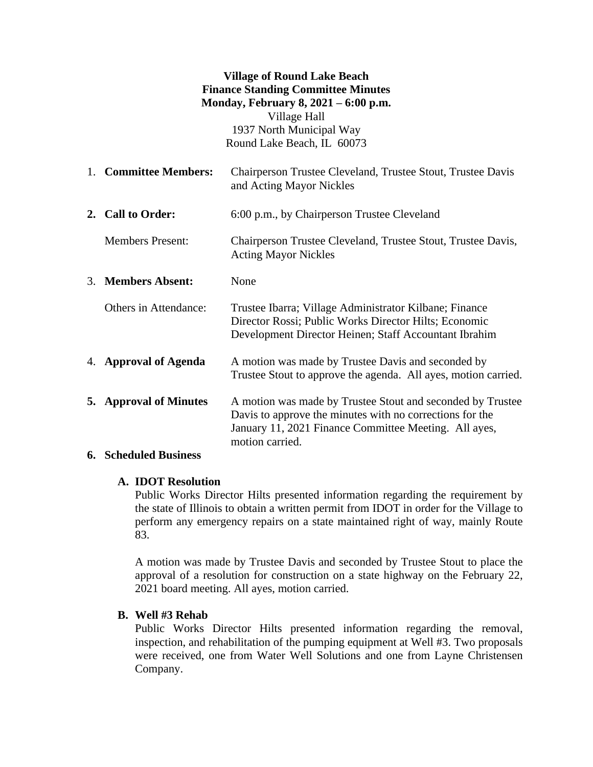**Village of Round Lake Beach**
**Finance Standing Committee Minutes**
**Monday, February 8, 2021 – 6:00 p.m.**
Village Hall
1937 North Municipal Way
Round Lake Beach, IL 60073

1. **Committee Members:** Chairperson Trustee Cleveland, Trustee Stout, Trustee Davis and Acting Mayor Nickles

2. **Call to Order:** 6:00 p.m., by Chairperson Trustee Cleveland

   Members Present: Chairperson Trustee Cleveland, Trustee Stout, Trustee Davis, Acting Mayor Nickles

3. **Members Absent:** None

   Others in Attendance: Trustee Ibarra; Village Administrator Kilbane; Finance Director Rossi; Public Works Director Hilts; Economic Development Director Heinen; Staff Accountant Ibrahim

4. **Approval of Agenda** A motion was made by Trustee Davis and seconded by Trustee Stout to approve the agenda. All ayes, motion carried.

5. **Approval of Minutes** A motion was made by Trustee Stout and seconded by Trustee Davis to approve the minutes with no corrections for the January 11, 2021 Finance Committee Meeting. All ayes, motion carried.

6. **Scheduled Business**

   **A. IDOT Resolution**

   Public Works Director Hilts presented information regarding the requirement by the state of Illinois to obtain a written permit from IDOT in order for the Village to perform any emergency repairs on a state maintained right of way, mainly Route 83.

   A motion was made by Trustee Davis and seconded by Trustee Stout to place the approval of a resolution for construction on a state highway on the February 22, 2021 board meeting. All ayes, motion carried.

   **B. Well #3 Rehab**

   Public Works Director Hilts presented information regarding the removal, inspection, and rehabilitation of the pumping equipment at Well #3. Two proposals were received, one from Water Well Solutions and one from Layne Christensen Company.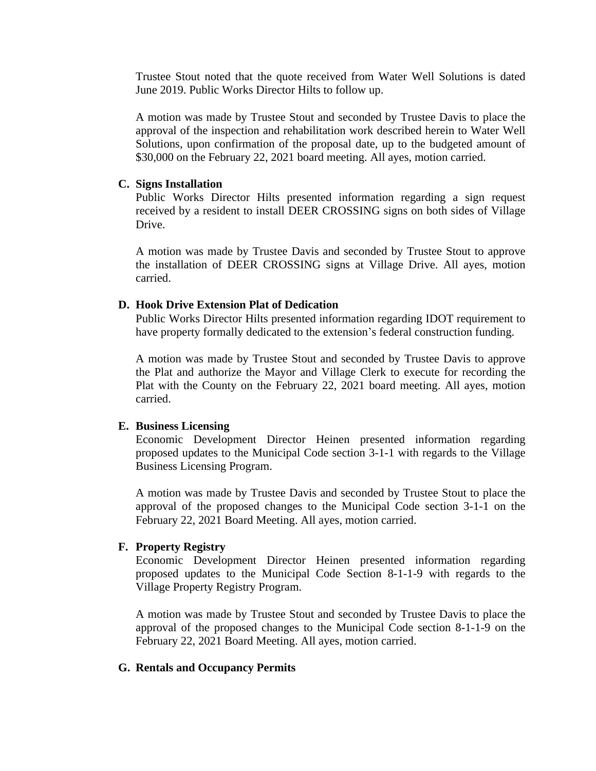Trustee Stout noted that the quote received from Water Well Solutions is dated June 2019. Public Works Director Hilts to follow up.

A motion was made by Trustee Stout and seconded by Trustee Davis to place the approval of the inspection and rehabilitation work described herein to Water Well Solutions, upon confirmation of the proposal date, up to the budgeted amount of $30,000 on the February 22, 2021 board meeting. All ayes, motion carried.

**C. Signs Installation**

Public Works Director Hilts presented information regarding a sign request received by a resident to install DEER CROSSING signs on both sides of Village Drive.

A motion was made by Trustee Davis and seconded by Trustee Stout to approve the installation of DEER CROSSING signs at Village Drive. All ayes, motion carried.

**D. Hook Drive Extension Plat of Dedication**

Public Works Director Hilts presented information regarding IDOT requirement to have property formally dedicated to the extension's federal construction funding.

A motion was made by Trustee Stout and seconded by Trustee Davis to approve the Plat and authorize the Mayor and Village Clerk to execute for recording the Plat with the County on the February 22, 2021 board meeting. All ayes, motion carried.

**E. Business Licensing**

Economic Development Director Heinen presented information regarding proposed updates to the Municipal Code section 3-1-1 with regards to the Village Business Licensing Program.

A motion was made by Trustee Davis and seconded by Trustee Stout to place the approval of the proposed changes to the Municipal Code section 3-1-1 on the February 22, 2021 Board Meeting. All ayes, motion carried.

**F. Property Registry**

Economic Development Director Heinen presented information regarding proposed updates to the Municipal Code Section 8-1-1-9 with regards to the Village Property Registry Program.

A motion was made by Trustee Stout and seconded by Trustee Davis to place the approval of the proposed changes to the Municipal Code section 8-1-1-9 on the February 22, 2021 Board Meeting. All ayes, motion carried.

**G. Rentals and Occupancy Permits**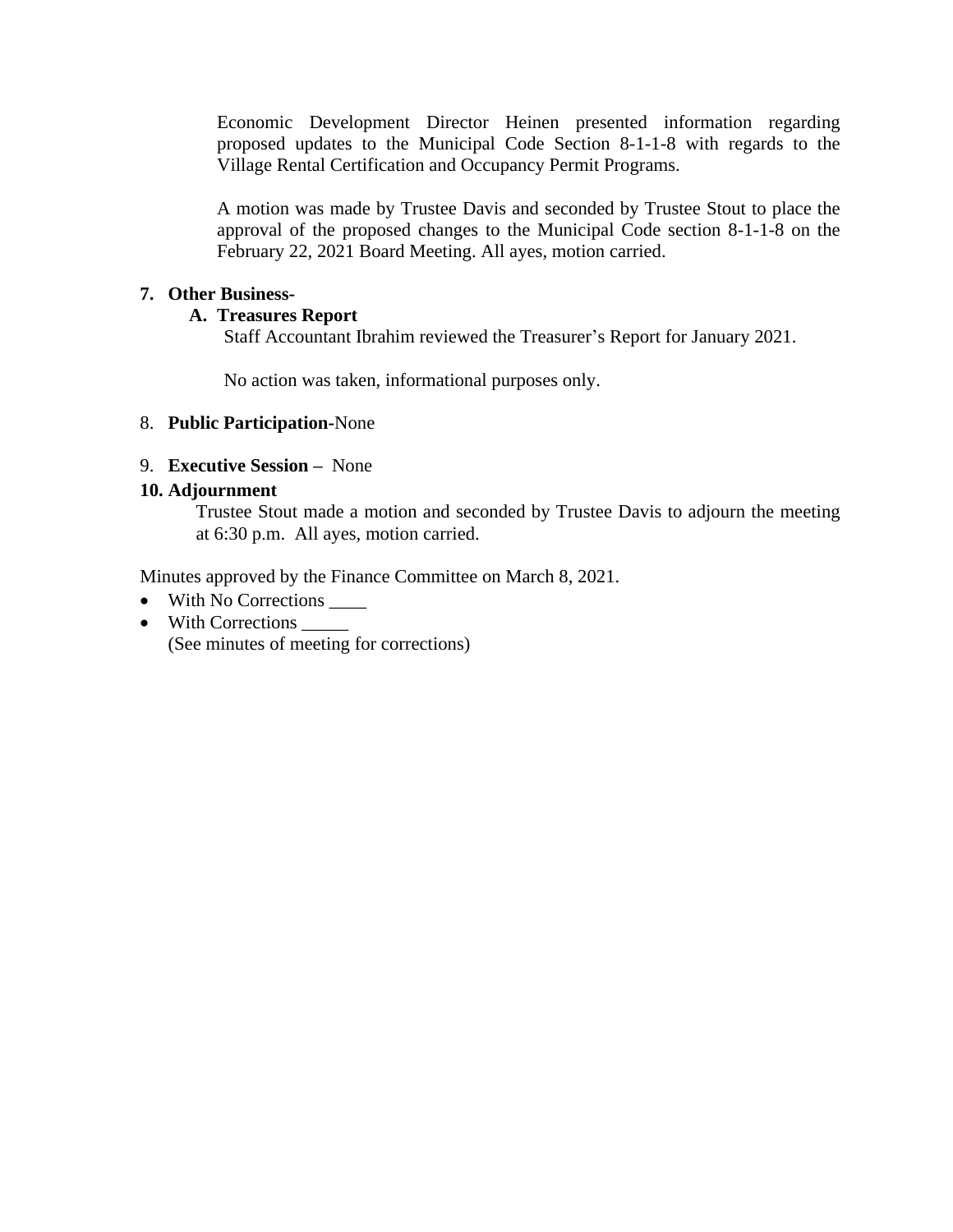Economic Development Director Heinen presented information regarding proposed updates to the Municipal Code Section 8-1-1-8 with regards to the Village Rental Certification and Occupancy Permit Programs.

A motion was made by Trustee Davis and seconded by Trustee Stout to place the approval of the proposed changes to the Municipal Code section 8-1-1-8 on the February 22, 2021 Board Meeting. All ayes, motion carried.

**7. Other Business-**

**A. Treasures Report**

Staff Accountant Ibrahim reviewed the Treasurer's Report for January 2021.

No action was taken, informational purposes only.

8. **Public Participation**-None

9. **Executive Session –** None

**10. Adjournment**

Trustee Stout made a motion and seconded by Trustee Davis to adjourn the meeting at 6:30 p.m. All ayes, motion carried.

Minutes approved by the Finance Committee on March 8, 2021.

- With No Corrections ____
- With Corrections _____
  (See minutes of meeting for corrections)